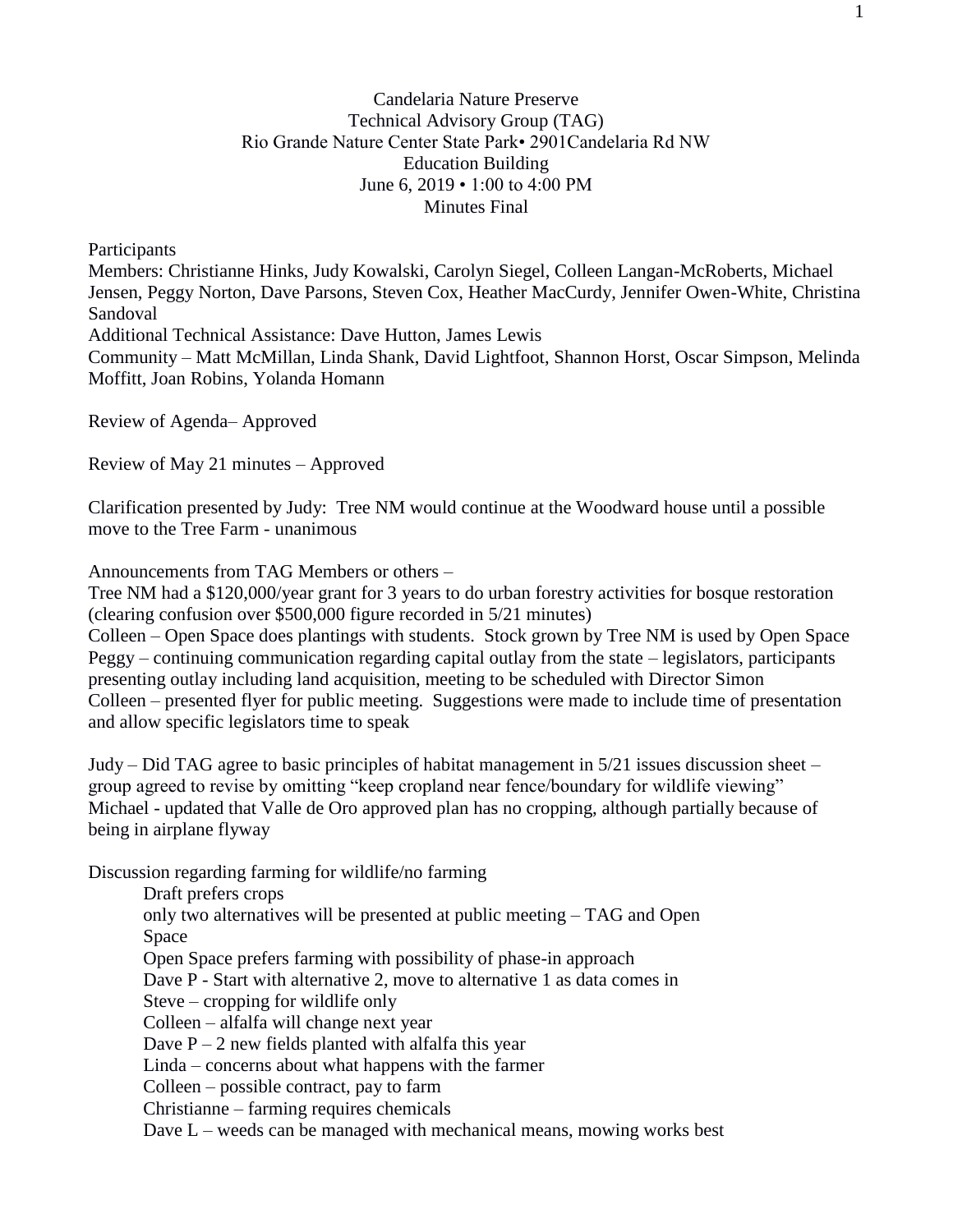Candelaria Nature Preserve
Technical Advisory Group (TAG)
Rio Grande Nature Center State Park• 2901Candelaria Rd NW
Education Building
June 6, 2019 • 1:00 to 4:00 PM
Minutes Final

Participants
Members: Christianne Hinks, Judy Kowalski, Carolyn Siegel, Colleen Langan-McRoberts, Michael Jensen, Peggy Norton, Dave Parsons, Steven Cox, Heather MacCurdy, Jennifer Owen-White, Christina Sandoval
Additional Technical Assistance: Dave Hutton, James Lewis
Community – Matt McMillan, Linda Shank, David Lightfoot, Shannon Horst, Oscar Simpson, Melinda Moffitt, Joan Robins, Yolanda Homann

Review of Agenda– Approved

Review of May 21 minutes – Approved

Clarification presented by Judy: Tree NM would continue at the Woodward house until a possible move to the Tree Farm - unanimous

Announcements from TAG Members or others –
Tree NM had a $120,000/year grant for 3 years to do urban forestry activities for bosque restoration (clearing confusion over $500,000 figure recorded in 5/21 minutes)
Colleen – Open Space does plantings with students. Stock grown by Tree NM is used by Open Space
Peggy – continuing communication regarding capital outlay from the state – legislators, participants presenting outlay including land acquisition, meeting to be scheduled with Director Simon
Colleen – presented flyer for public meeting. Suggestions were made to include time of presentation and allow specific legislators time to speak

Judy – Did TAG agree to basic principles of habitat management in 5/21 issues discussion sheet – group agreed to revise by omitting "keep cropland near fence/boundary for wildlife viewing"
Michael - updated that Valle de Oro approved plan has no cropping, although partially because of being in airplane flyway

Discussion regarding farming for wildlife/no farming

- Draft prefers crops
- only two alternatives will be presented at public meeting – TAG and Open Space
- Open Space prefers farming with possibility of phase-in approach
- Dave P - Start with alternative 2, move to alternative 1 as data comes in
- Steve – cropping for wildlife only
- Colleen – alfalfa will change next year
- Dave P – 2 new fields planted with alfalfa this year
- Linda – concerns about what happens with the farmer
- Colleen – possible contract, pay to farm
- Christianne – farming requires chemicals
- Dave L – weeds can be managed with mechanical means, mowing works best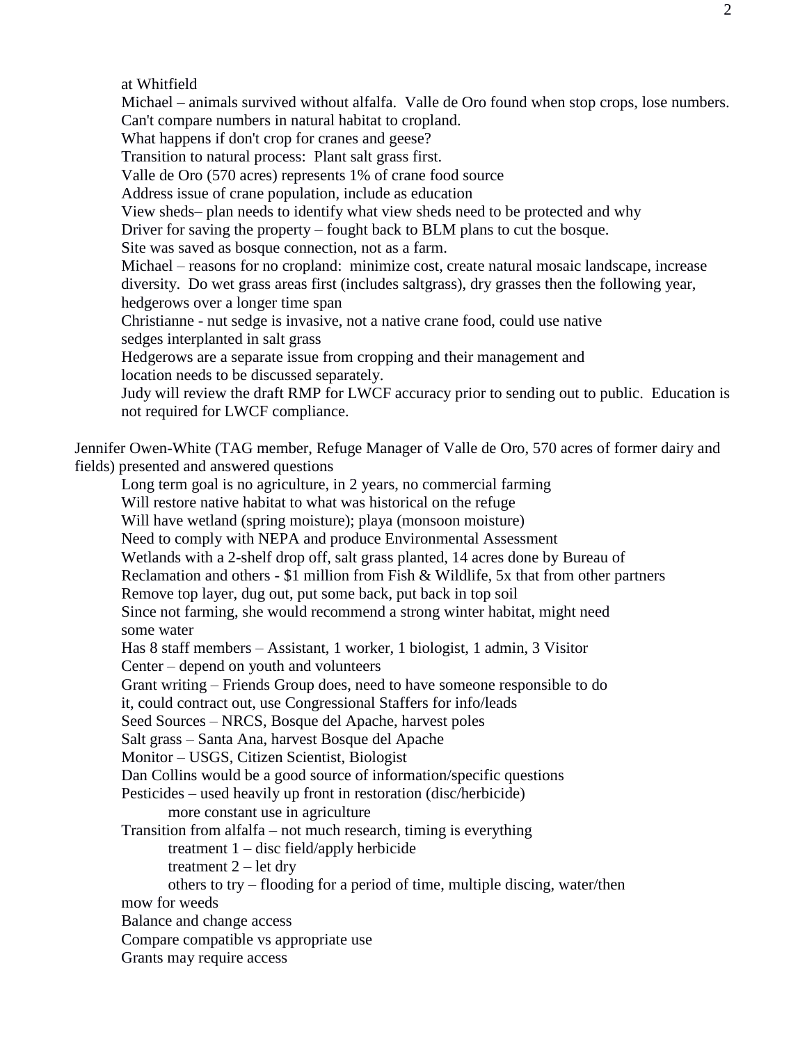at Whitfield

Michael – animals survived without alfalfa. Valle de Oro found when stop crops, lose numbers. Can't compare numbers in natural habitat to cropland.

What happens if don't crop for cranes and geese?

Transition to natural process: Plant salt grass first.

Valle de Oro (570 acres) represents 1% of crane food source

Address issue of crane population, include as education

View sheds– plan needs to identify what view sheds need to be protected and why

Driver for saving the property – fought back to BLM plans to cut the bosque.

Site was saved as bosque connection, not as a farm.

Michael – reasons for no cropland: minimize cost, create natural mosaic landscape, increase diversity. Do wet grass areas first (includes saltgrass), dry grasses then the following year, hedgerows over a longer time span

Christianne - nut sedge is invasive, not a native crane food, could use native sedges interplanted in salt grass

Hedgerows are a separate issue from cropping and their management and location needs to be discussed separately.

Judy will review the draft RMP for LWCF accuracy prior to sending out to public. Education is not required for LWCF compliance.

Jennifer Owen-White (TAG member, Refuge Manager of Valle de Oro, 570 acres of former dairy and fields) presented and answered questions

- Long term goal is no agriculture, in 2 years, no commercial farming
- Will restore native habitat to what was historical on the refuge
- Will have wetland (spring moisture); playa (monsoon moisture)
- Need to comply with NEPA and produce Environmental Assessment
- Wetlands with a 2-shelf drop off, salt grass planted, 14 acres done by Bureau of Reclamation and others - $1 million from Fish & Wildlife, 5x that from other partners
- Remove top layer, dug out, put some back, put back in top soil
- Since not farming, she would recommend a strong winter habitat, might need some water
- Has 8 staff members – Assistant, 1 worker, 1 biologist, 1 admin, 3 Visitor Center – depend on youth and volunteers
- Grant writing – Friends Group does, need to have someone responsible to do it, could contract out, use Congressional Staffers for info/leads
- Seed Sources – NRCS, Bosque del Apache, harvest poles
- Salt grass – Santa Ana, harvest Bosque del Apache
- Monitor – USGS, Citizen Scientist, Biologist
- Dan Collins would be a good source of information/specific questions
- Pesticides – used heavily up front in restoration (disc/herbicide)
  - more constant use in agriculture
- Transition from alfalfa – not much research, timing is everything
  - treatment 1 – disc field/apply herbicide
  - treatment 2 – let dry
  - others to try – flooding for a period of time, multiple discing, water/then mow for weeds
- Balance and change access
- Compare compatible vs appropriate use
- Grants may require access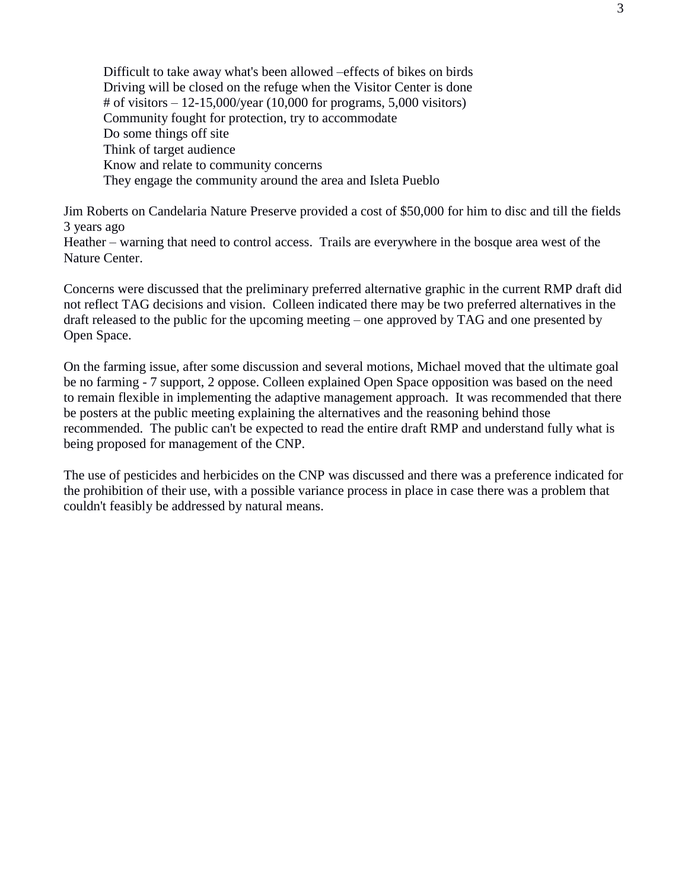Difficult to take away what's been allowed –effects of bikes on birds
Driving will be closed on the refuge when the Visitor Center is done
# of visitors – 12-15,000/year (10,000 for programs, 5,000 visitors)
Community fought for protection, try to accommodate
Do some things off site
Think of target audience
Know and relate to community concerns
They engage the community around the area and Isleta Pueblo

Jim Roberts on Candelaria Nature Preserve provided a cost of $50,000 for him to disc and till the fields 3 years ago
Heather – warning that need to control access. Trails are everywhere in the bosque area west of the Nature Center.

Concerns were discussed that the preliminary preferred alternative graphic in the current RMP draft did not reflect TAG decisions and vision. Colleen indicated there may be two preferred alternatives in the draft released to the public for the upcoming meeting – one approved by TAG and one presented by Open Space.

On the farming issue, after some discussion and several motions, Michael moved that the ultimate goal be no farming - 7 support, 2 oppose. Colleen explained Open Space opposition was based on the need to remain flexible in implementing the adaptive management approach. It was recommended that there be posters at the public meeting explaining the alternatives and the reasoning behind those recommended. The public can't be expected to read the entire draft RMP and understand fully what is being proposed for management of the CNP.

The use of pesticides and herbicides on the CNP was discussed and there was a preference indicated for the prohibition of their use, with a possible variance process in place in case there was a problem that couldn't feasibly be addressed by natural means.